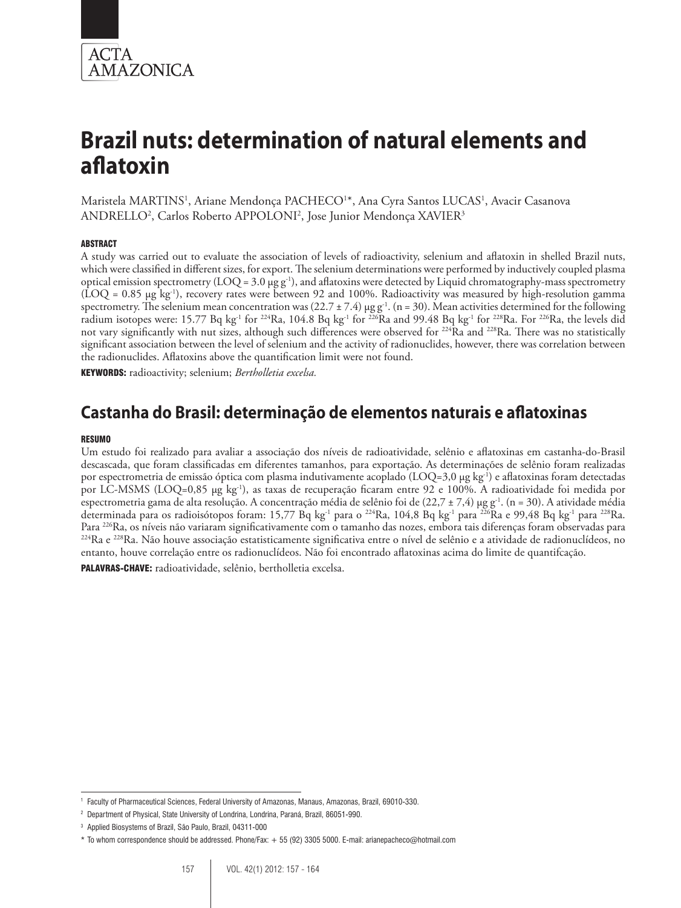ACTA AMAZONICA

# Brazil nuts: determination of natural elements and aflatoxin

Maristela MARTINS[1], Ariane Mendonça PACHECO[1*], Ana Cyra Santos LUCAS[1], Avacir Casanova ANDRELLO[2], Carlos Roberto APPOLONI[2], Jose Junior Mendonça XAVIER[3]

## ABSTRACT

A study was carried out to evaluate the association of levels of radioactivity, selenium and aflatoxin in shelled Brazil nuts, which were classified in different sizes, for export. The selenium determinations were performed by inductively coupled plasma optical emission spectrometry (LOQ = 3.0 μg g$^{-1}$), and aflatoxins were detected by Liquid chromatography-mass spectrometry (LOQ = 0.85 μg kg$^{-1}$), recovery rates were between 92 and 100%. Radioactivity was measured by high-resolution gamma spectrometry. The selenium mean concentration was (22.7 ± 7.4) μg g$^{-1}$. (n = 30). Mean activities determined for the following radium isotopes were: 15.77 Bq kg$^{-1}$ for $^{224}$Ra, 104.8 Bq kg$^{-1}$ for $^{226}$Ra and 99.48 Bq kg$^{-1}$ for $^{228}$Ra. For $^{226}$Ra, the levels did not vary significantly with nut sizes, although such differences were observed for $^{224}$Ra and $^{228}$Ra. There was no statistically significant association between the level of selenium and the activity of radionuclides, however, there was correlation between the radionuclides. Aflatoxins above the quantification limit were not found.

**KEYWORDS:** radioactivity; selenium; *Bertholletia excelsa.*

# Castanha do Brasil: determinação de elementos naturais e aflatoxinas

## RESUMO

Um estudo foi realizado para avaliar a associação dos níveis de radioatividade, selênio e aflatoxinas em castanha-do-Brasil descascada, que foram classificadas em diferentes tamanhos, para exportação. As determinações de selênio foram realizadas por espectrometria de emissão óptica com plasma indutivamente acoplado (LOQ=3,0 μg kg$^{-1}$) e aflatoxinas foram detectadas por LC-MSMS (LOQ=0,85 μg kg$^{-1}$), as taxas de recuperação ficaram entre 92 e 100%. A radioatividade foi medida por espectrometria gama de alta resolução. A concentração média de selênio foi de (22,7 ± 7,4) μg g$^{-1}$. (n = 30). A atividade média determinada para os radioisótopos foram: 15,77 Bq kg$^{-1}$ para o $^{224}$Ra, 104,8 Bq kg$^{-1}$ para $^{226}$Ra e 99,48 Bq kg$^{-1}$ para $^{228}$Ra. Para $^{226}$Ra, os níveis não variaram significativamente com o tamanho das nozes, embora tais diferenças foram observadas para $^{224}$Ra e $^{228}$Ra. Não houve associação estatisticamente significativa entre o nível de selênio e a atividade de radionuclídeos, no entanto, houve correlação entre os radionuclídeos. Não foi encontrado aflatoxinas acima do limite de quantifcação.

**PALAVRAS-CHAVE:** radioatividade, selênio, bertholletia excelsa.

---

[1] Faculty of Pharmaceutical Sciences, Federal University of Amazonas, Manaus, Amazonas, Brazil, 69010-330.

[2] Department of Physical, State University of Londrina, Londrina, Paraná, Brazil, 86051-990.

[3] Applied Biosystems of Brazil, São Paulo, Brazil, 04311-000

[*] To whom correspondence should be addressed. Phone/Fax: + 55 (92) 3305 5000. E-mail: arianepacheco@hotmail.com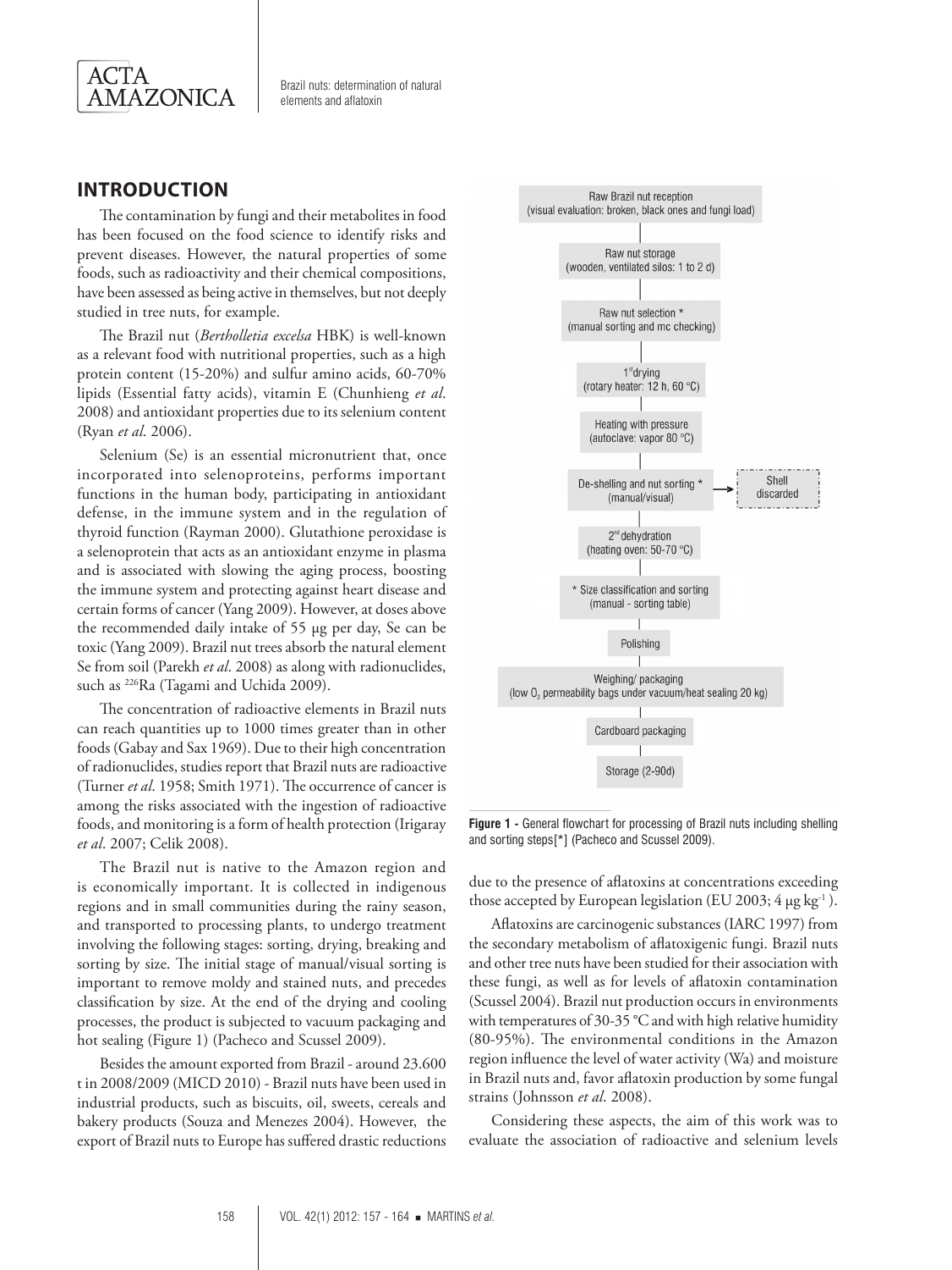## INTRODUCTION

The contamination by fungi and their metabolites in food has been focused on the food science to identify risks and prevent diseases. However, the natural properties of some foods, such as radioactivity and their chemical compositions, have been assessed as being active in themselves, but not deeply studied in tree nuts, for example.

The Brazil nut (*Bertholletia excelsa* HBK) is well-known as a relevant food with nutritional properties, such as a high protein content (15-20%) and sulfur amino acids, 60-70% lipids (Essential fatty acids), vitamin E (Chunhieng *et al*. 2008) and antioxidant properties due to its selenium content (Ryan *et al*. 2006).

Selenium (Se) is an essential micronutrient that, once incorporated into selenoproteins, performs important functions in the human body, participating in antioxidant defense, in the immune system and in the regulation of thyroid function (Rayman 2000). Glutathione peroxidase is a selenoprotein that acts as an antioxidant enzyme in plasma and is associated with slowing the aging process, boosting the immune system and protecting against heart disease and certain forms of cancer (Yang 2009). However, at doses above the recommended daily intake of 55 µg per day, Se can be toxic (Yang 2009). Brazil nut trees absorb the natural element Se from soil (Parekh *et al*. 2008) as along with radionuclides, such as $^{226}$Ra (Tagami and Uchida 2009).

The concentration of radioactive elements in Brazil nuts can reach quantities up to 1000 times greater than in other foods (Gabay and Sax 1969). Due to their high concentration of radionuclides, studies report that Brazil nuts are radioactive (Turner *et al*. 1958; Smith 1971). The occurrence of cancer is among the risks associated with the ingestion of radioactive foods, and monitoring is a form of health protection (Irigaray *et al*. 2007; Celik 2008).

The Brazil nut is native to the Amazon region and is economically important. It is collected in indigenous regions and in small communities during the rainy season, and transported to processing plants, to undergo treatment involving the following stages: sorting, drying, breaking and sorting by size. The initial stage of manual/visual sorting is important to remove moldy and stained nuts, and precedes classification by size. At the end of the drying and cooling processes, the product is subjected to vacuum packaging and hot sealing (Figure 1) (Pacheco and Scussel 2009).

Besides the amount exported from Brazil - around 23.600 t in 2008/2009 (MICD 2010) - Brazil nuts have been used in industrial products, such as biscuits, oil, sweets, cereals and bakery products (Souza and Menezes 2004). However, the export of Brazil nuts to Europe has suffered drastic reductions due to the presence of aflatoxins at concentrations exceeding those accepted by European legislation (EU 2003; 4 µg kg$^{-1}$ ).

Raw Brazil nut reception (visual evaluation: broken, black ones and fungi load)
→ Raw nut storage (wooden, ventilated silos: 1 to 2 d)
→ Raw nut selection * (manual sorting and mc checking)
→ 1$^{st}$ drying (rotary heater: 12 h, 60 °C)
→ Heating with pressure (autoclave: vapor 80 °C)
→ De-shelling and nut sorting * (manual/visual) → Shell discarded
→ 2$^{nd}$ dehydration (heating oven: 50-70 °C)
→ * Size classification and sorting (manual - sorting table)
→ Polishing
→ Weighing/ packaging (low $O_2$ permeability bags under vacuum/heat sealing 20 kg)
→ Cardboard packaging
→ Storage (2-90d)

**Figure 1** - General flowchart for processing of Brazil nuts including shelling and sorting steps[*] (Pacheco and Scussel 2009).

Aflatoxins are carcinogenic substances (IARC 1997) from the secondary metabolism of aflatoxigenic fungi. Brazil nuts and other tree nuts have been studied for their association with these fungi, as well as for levels of aflatoxin contamination (Scussel 2004). Brazil nut production occurs in environments with temperatures of 30-35 °C and with high relative humidity (80-95%). The environmental conditions in the Amazon region influence the level of water activity (Wa) and moisture in Brazil nuts and, favor aflatoxin production by some fungal strains (Johnsson *et al*. 2008).

Considering these aspects, the aim of this work was to evaluate the association of radioactive and selenium levels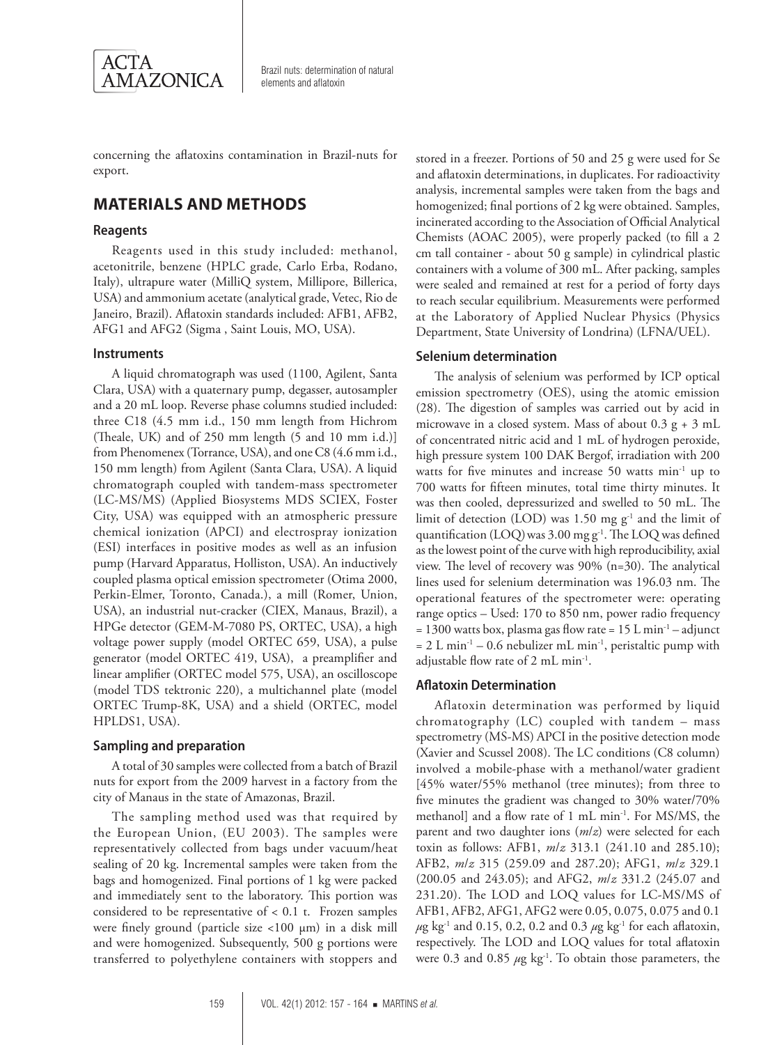concerning the aflatoxins contamination in Brazil-nuts for export.

## MATERIALS AND METHODS

### Reagents

Reagents used in this study included: methanol, acetonitrile, benzene (HPLC grade, Carlo Erba, Rodano, Italy), ultrapure water (MilliQ system, Millipore, Billerica, USA) and ammonium acetate (analytical grade, Vetec, Rio de Janeiro, Brazil). Aflatoxin standards included: AFB1, AFB2, AFG1 and AFG2 (Sigma , Saint Louis, MO, USA).

### Instruments

A liquid chromatograph was used (1100, Agilent, Santa Clara, USA) with a quaternary pump, degasser, autosampler and a 20 mL loop. Reverse phase columns studied included: three C18 (4.5 mm i.d., 150 mm length from Hichrom (Theale, UK) and of 250 mm length (5 and 10 mm i.d.)] from Phenomenex (Torrance, USA), and one C8 (4.6 mm i.d., 150 mm length) from Agilent (Santa Clara, USA). A liquid chromatograph coupled with tandem-mass spectrometer (LC-MS/MS) (Applied Biosystems MDS SCIEX, Foster City, USA) was equipped with an atmospheric pressure chemical ionization (APCI) and electrospray ionization (ESI) interfaces in positive modes as well as an infusion pump (Harvard Apparatus, Holliston, USA). An inductively coupled plasma optical emission spectrometer (Otima 2000, Perkin-Elmer, Toronto, Canada.), a mill (Romer, Union, USA), an industrial nut-cracker (CIEX, Manaus, Brazil), a HPGe detector (GEM-M-7080 PS, ORTEC, USA), a high voltage power supply (model ORTEC 659, USA), a pulse generator (model ORTEC 419, USA), a preamplifier and linear amplifier (ORTEC model 575, USA), an oscilloscope (model TDS tektronic 220), a multichannel plate (model ORTEC Trump-8K, USA) and a shield (ORTEC, model HPLDS1, USA).

### Sampling and preparation

A total of 30 samples were collected from a batch of Brazil nuts for export from the 2009 harvest in a factory from the city of Manaus in the state of Amazonas, Brazil.

The sampling method used was that required by the European Union, (EU 2003). The samples were representatively collected from bags under vacuum/heat sealing of 20 kg. Incremental samples were taken from the bags and homogenized. Final portions of 1 kg were packed and immediately sent to the laboratory. This portion was considered to be representative of < 0.1 t. Frozen samples were finely ground (particle size <100 µm) in a disk mill and were homogenized. Subsequently, 500 g portions were transferred to polyethylene containers with stoppers and stored in a freezer. Portions of 50 and 25 g were used for Se and aflatoxin determinations, in duplicates. For radioactivity analysis, incremental samples were taken from the bags and homogenized; final portions of 2 kg were obtained. Samples, incinerated according to the Association of Official Analytical Chemists (AOAC 2005), were properly packed (to fill a 2 cm tall container - about 50 g sample) in cylindrical plastic containers with a volume of 300 mL. After packing, samples were sealed and remained at rest for a period of forty days to reach secular equilibrium. Measurements were performed at the Laboratory of Applied Nuclear Physics (Physics Department, State University of Londrina) (LFNA/UEL).

### Selenium determination

The analysis of selenium was performed by ICP optical emission spectrometry (OES), using the atomic emission (28). The digestion of samples was carried out by acid in microwave in a closed system. Mass of about 0.3 g + 3 mL of concentrated nitric acid and 1 mL of hydrogen peroxide, high pressure system 100 DAK Bergof, irradiation with 200 watts for five minutes and increase 50 watts min$^{-1}$ up to 700 watts for fifteen minutes, total time thirty minutes. It was then cooled, depressurized and swelled to 50 mL. The limit of detection (LOD) was 1.50 mg g$^{-1}$ and the limit of quantification (LOQ) was 3.00 mg g$^{-1}$. The LOQ was defined as the lowest point of the curve with high reproducibility, axial view. The level of recovery was 90% (n=30). The analytical lines used for selenium determination was 196.03 nm. The operational features of the spectrometer were: operating range optics – Used: 170 to 850 nm, power radio frequency = 1300 watts box, plasma gas flow rate = 15 L min$^{-1}$ – adjunct = 2 L min$^{-1}$ – 0.6 nebulizer mL min$^{-1}$, peristaltic pump with adjustable flow rate of 2 mL min$^{-1}$.

### Aflatoxin Determination

Aflatoxin determination was performed by liquid chromatography (LC) coupled with tandem – mass spectrometry (MS-MS) APCI in the positive detection mode (Xavier and Scussel 2008). The LC conditions (C8 column) involved a mobile-phase with a methanol/water gradient [45% water/55% methanol (tree minutes); from three to five minutes the gradient was changed to 30% water/70% methanol] and a flow rate of 1 mL min$^{-1}$. For MS/MS, the parent and two daughter ions (*m/z*) were selected for each toxin as follows: AFB1, *m/z* 313.1 (241.10 and 285.10); AFB2, *m/z* 315 (259.09 and 287.20); AFG1, *m/z* 329.1 (200.05 and 243.05); and AFG2, *m/z* 331.2 (245.07 and 231.20). The LOD and LOQ values for LC-MS/MS of AFB1, AFB2, AFG1, AFG2 were 0.05, 0.075, 0.075 and 0.1 $\mu$g kg$^{-1}$ and 0.15, 0.2, 0.2 and 0.3 $\mu$g kg$^{-1}$ for each aflatoxin, respectively. The LOD and LOQ values for total aflatoxin were 0.3 and 0.85 $\mu$g kg$^{-1}$. To obtain those parameters, the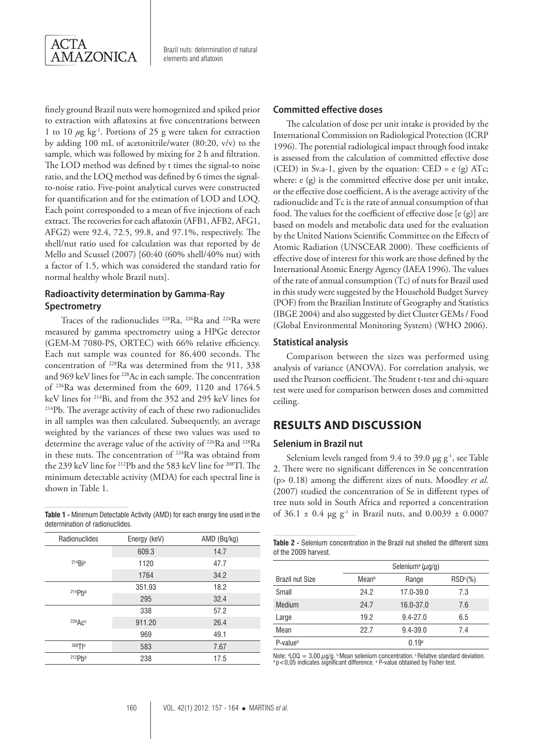finely ground Brazil nuts were homogenized and spiked prior to extraction with aflatoxins at five concentrations between 1 to 10 $\mu$g kg$^{-1}$. Portions of 25 g were taken for extraction by adding 100 mL of acetonitrile/water (80:20, v/v) to the sample, which was followed by mixing for 2 h and filtration. The LOD method was defined by t times the signal-to noise ratio, and the LOQ method was defined by 6 times the signal-to-noise ratio. Five-point analytical curves were constructed for quantification and for the estimation of LOD and LOQ. Each point corresponded to a mean of five injections of each extract. The recoveries for each aflatoxin (AFB1, AFB2, AFG1, AFG2) were 92.4, 72.5, 99.8, and 97.1%, respectively. The shell/nut ratio used for calculation was that reported by de Mello and Scussel (2007) [60:40 (60% shell/40% nut) with a factor of 1.5, which was considered the standard ratio for normal healthy whole Brazil nuts].

### Radioactivity determination by Gamma-Ray Spectrometry

Traces of the radionuclides $^{228}$Ra, $^{226}$Ra and $^{224}$Ra were measured by gamma spectrometry using a HPGe detector (GEM-M 7080-PS, ORTEC) with 66% relative efficiency. Each nut sample was counted for 86,400 seconds. The concentration of $^{228}$Ra was determined from the 911, 338 and 969 keV lines for $^{228}$Ac in each sample. The concentration of $^{226}$Ra was determined from the 609, 1120 and 1764.5 keV lines for $^{214}$Bi, and from the 352 and 295 keV lines for $^{214}$Pb. The average activity of each of these two radionuclides in all samples was then calculated. Subsequently, an average weighted by the variances of these two values was used to determine the average value of the activity of $^{226}$Ra and $^{228}$Ra in these nuts. The concentration of $^{224}$Ra was obtaind from the 239 keV line for $^{212}$Pb and the 583 keV line for $^{208}$Tl. The minimum detectable activity (MDA) for each spectral line is shown in Table 1.

**Table 1 -** Minimum Detectable Activity (AMD) for each energy line used in the determination of radionuclides.

| Radionuclides | Energy (keV) | AMD (Bq/kg) |
|---|---|---|
| $^{214}$Bi[a] | 609.3 | 14.7 |
| | 1120 | 47.7 |
| | 1764 | 34.2 |
| $^{214}$Pb[b] | 351.93 | 18.2 |
| | 295 | 32.4 |
| $^{228}$Ac[c] | 338 | 57.2 |
| | 911.20 | 26.4 |
| | 969 | 49.1 |
| $^{208}$Tl[d] | 583 | 7.67 |
| $^{212}$Pb[b] | 238 | 17.5 |

### Committed effective doses

The calculation of dose per unit intake is provided by the International Commission on Radiological Protection (ICRP 1996). The potential radiological impact through food intake is assessed from the calculation of committed effective dose (CED) in Sv.a-1, given by the equation: CED = e (g) ATc; where: e (g) is the committed effective dose per unit intake, or the effective dose coefficient, A is the average activity of the radionuclide and Tc is the rate of annual consumption of that food. The values for the coefficient of effective dose [e (g)] are based on models and metabolic data used for the evaluation by the United Nations Scientific Committee on the Effects of Atomic Radiation (UNSCEAR 2000). These coefficients of effective dose of interest for this work are those defined by the International Atomic Energy Agency (IAEA 1996). The values of the rate of annual consumption (Tc) of nuts for Brazil used in this study were suggested by the Household Budget Survey (POF) from the Brazilian Institute of Geography and Statistics (IBGE 2004) and also suggested by diet Cluster GEMs / Food (Global Environmental Monitoring System) (WHO 2006).

### Statistical analysis

Comparison between the sizes was performed using analysis of variance (ANOVA). For correlation analysis, we used the Pearson coefficient. The Student t-test and chi-square test were used for comparison between doses and committed ceiling.

## RESULTS AND DISCUSSION

### Selenium in Brazil nut

Selenium levels ranged from 9.4 to 39.0 µg g$^{-1}$, see Table 2. There were no significant differences in Se concentration (p> 0.18) among the different sizes of nuts. Moodley *et al.* (2007) studied the concentration of Se in different types of tree nuts sold in South Africa and reported a concentration of 36.1 ± 0.4 µg g$^{-1}$ in Brazil nuts, and 0.0039 ± 0.0007

**Table 2 -** Selenium concentration in the Brazil nut shelled the different sizes of the 2009 harvest.

| | Selenium[a] ($\mu$g/g) | | |
|---|---|---|---|
| Brazil nut Size | Mean[b] | Range | RSD[c](%) |
| Small | 24.2 | 17.0-39.0 | 7.3 |
| Medium | 24.7 | 16.0-37.0 | 7.6 |
| Large | 19.2 | 9.4-27.0 | 6.5 |
| Mean | 22.7 | 9.4-39.0 | 7.4 |
| P-value[d] | 0.19[e] | | |

Note: [a]LOQ = 3,00 $\mu$g/g. [b]Mean selenium concentration. [c]Relative standard deviation. [d]p<0,05 indicates significant difference. [e] P-value obtained by Fisher test.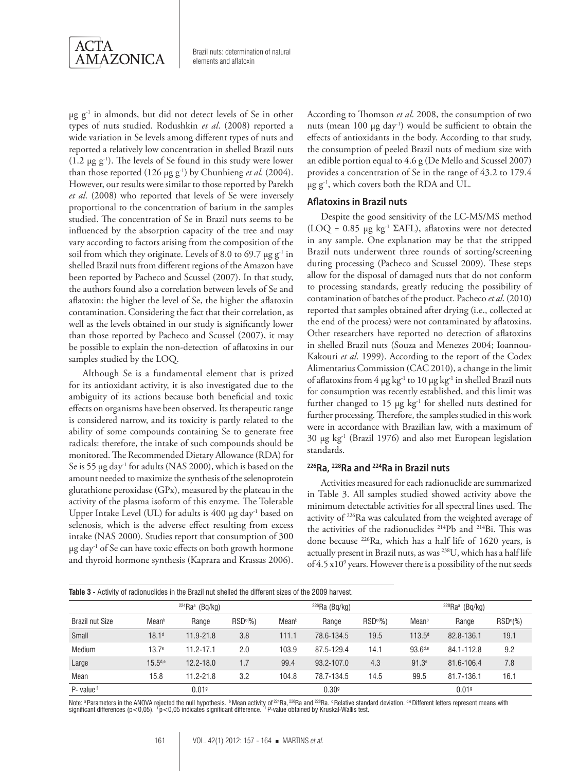μg g$^{-1}$ in almonds, but did not detect levels of Se in other types of nuts studied. Rodushkin *et al*. (2008) reported a wide variation in Se levels among different types of nuts and reported a relatively low concentration in shelled Brazil nuts (1.2 μg g$^{-1}$). The levels of Se found in this study were lower than those reported (126 μg g$^{-1}$) by Chunhieng *et al*. (2004). However, our results were similar to those reported by Parekh *et al*. (2008) who reported that levels of Se were inversely proportional to the concentration of barium in the samples studied. The concentration of Se in Brazil nuts seems to be influenced by the absorption capacity of the tree and may vary according to factors arising from the composition of the soil from which they originate. Levels of 8.0 to 69.7 μg g$^{-1}$ in shelled Brazil nuts from different regions of the Amazon have been reported by Pacheco and Scussel (2007). In that study, the authors found also a correlation between levels of Se and aflatoxin: the higher the level of Se, the higher the aflatoxin contamination. Considering the fact that their correlation, as well as the levels obtained in our study is significantly lower than those reported by Pacheco and Scussel (2007), it may be possible to explain the non-detection of aflatoxins in our samples studied by the LOQ.

Although Se is a fundamental element that is prized for its antioxidant activity, it is also investigated due to the ambiguity of its actions because both beneficial and toxic effects on organisms have been observed. Its therapeutic range is considered narrow, and its toxicity is partly related to the ability of some compounds containing Se to generate free radicals: therefore, the intake of such compounds should be monitored. The Recommended Dietary Allowance (RDA) for Se is 55 μg day$^{-1}$ for adults (NAS 2000), which is based on the amount needed to maximize the synthesis of the selenoprotein glutathione peroxidase (GPx), measured by the plateau in the activity of the plasma isoform of this enzyme. The Tolerable Upper Intake Level (UL) for adults is 400 μg day$^{-1}$ based on selenosis, which is the adverse effect resulting from excess intake (NAS 2000). Studies report that consumption of 300 μg day$^{-1}$ of Se can have toxic effects on both growth hormone and thyroid hormone synthesis (Kaprara and Krassas 2006). According to Thomson *et al*. 2008, the consumption of two nuts (mean 100 μg day$^{-1}$) would be sufficient to obtain the effects of antioxidants in the body. According to that study, the consumption of peeled Brazil nuts of medium size with an edible portion equal to 4.6 g (De Mello and Scussel 2007) provides a concentration of Se in the range of 43.2 to 179.4 μg g$^{-1}$, which covers both the RDA and UL.

### Aflatoxins in Brazil nuts

Despite the good sensitivity of the LC-MS/MS method (LOQ = 0.85 μg kg$^{-1}$ ΣAFL), aflatoxins were not detected in any sample. One explanation may be that the stripped Brazil nuts underwent three rounds of sorting/screening during processing (Pacheco and Scussel 2009). These steps allow for the disposal of damaged nuts that do not conform to processing standards, greatly reducing the possibility of contamination of batches of the product. Pacheco *et al*. (2010) reported that samples obtained after drying (i.e., collected at the end of the process) were not contaminated by aflatoxins. Other researchers have reported no detection of aflatoxins in shelled Brazil nuts (Souza and Menezes 2004; Ioannou-Kakouri *et al*. 1999). According to the report of the Codex Alimentarius Commission (CAC 2010), a change in the limit of aflatoxins from 4 μg kg$^{-1}$ to 10 μg kg$^{-1}$ in shelled Brazil nuts for consumption was recently established, and this limit was further changed to 15 μg kg$^{-1}$ for shelled nuts destined for further processing. Therefore, the samples studied in this work were in accordance with Brazilian law, with a maximum of 30 μg kg$^{-1}$ (Brazil 1976) and also met European legislation standards.

### $^{226}$Ra, $^{228}$Ra and $^{224}$Ra in Brazil nuts

Activities measured for each radionuclide are summarized in Table 3. All samples studied showed activity above the minimum detectable activities for all spectral lines used. The activity of $^{226}$Ra was calculated from the weighted average of the activities of the radionuclides $^{214}$Pb and $^{214}$Bi. This was done because $^{226}$Ra, which has a half life of 1620 years, is actually present in Brazil nuts, as was $^{238}$U, which has a half life of 4.5 x10$^{9}$ years. However there is a possibility of the nut seeds

**Table 3** - Activity of radionuclides in the Brazil nut shelled the different sizes of the 2009 harvest.

| | $^{224}$Ra[a] (Bq/kg) | | | $^{226}$Ra (Bq/kg) | | | $^{228}$Ra[a] (Bq/kg) | | |
|---|---|---|---|---|---|---|---|---|---|
| Brazil nut Size | Mean[b] | Range | RSD[c](%) | Mean[b] | Range | RSD[c](%) | Mean[b] | Range | RSD[c](%) |
| Small | 18.1[d] | 11.9-21.8 | 3.8 | 111.1 | 78.6-134.5 | 19.5 | 113.5[d] | 82.8-136.1 | 19.1 |
| Medium | 13.7[e] | 11.2-17.1 | 2.0 | 103.9 | 87.5-129.4 | 14.1 | 93.6[d,e] | 84.1-112.8 | 9.2 |
| Large | 15.5[d,e] | 12.2-18.0 | 1.7 | 99.4 | 93.2-107.0 | 4.3 | 91.3[e] | 81.6-106.4 | 7.8 |
| Mean | 15.8 | 11.2-21.8 | 3.2 | 104.8 | 78.7-134.5 | 14.5 | 99.5 | 81.7-136.1 | 16.1 |
| P- value[f] | | 0.01[g] | | | 0.30[g] | | | 0.01[g] | |

Note: [a] Parameters in the ANOVA rejected the null hypothesis. [b] Mean activity of $^{224}$Ra, $^{226}$Ra and $^{228}$Ra. [c] Relative standard deviation. [d,e] Different letters represent means with significant differences ($p<0,05$). [f] $p<0,05$ indicates significant difference. [g] P-value obtained by Kruskal-Wallis test.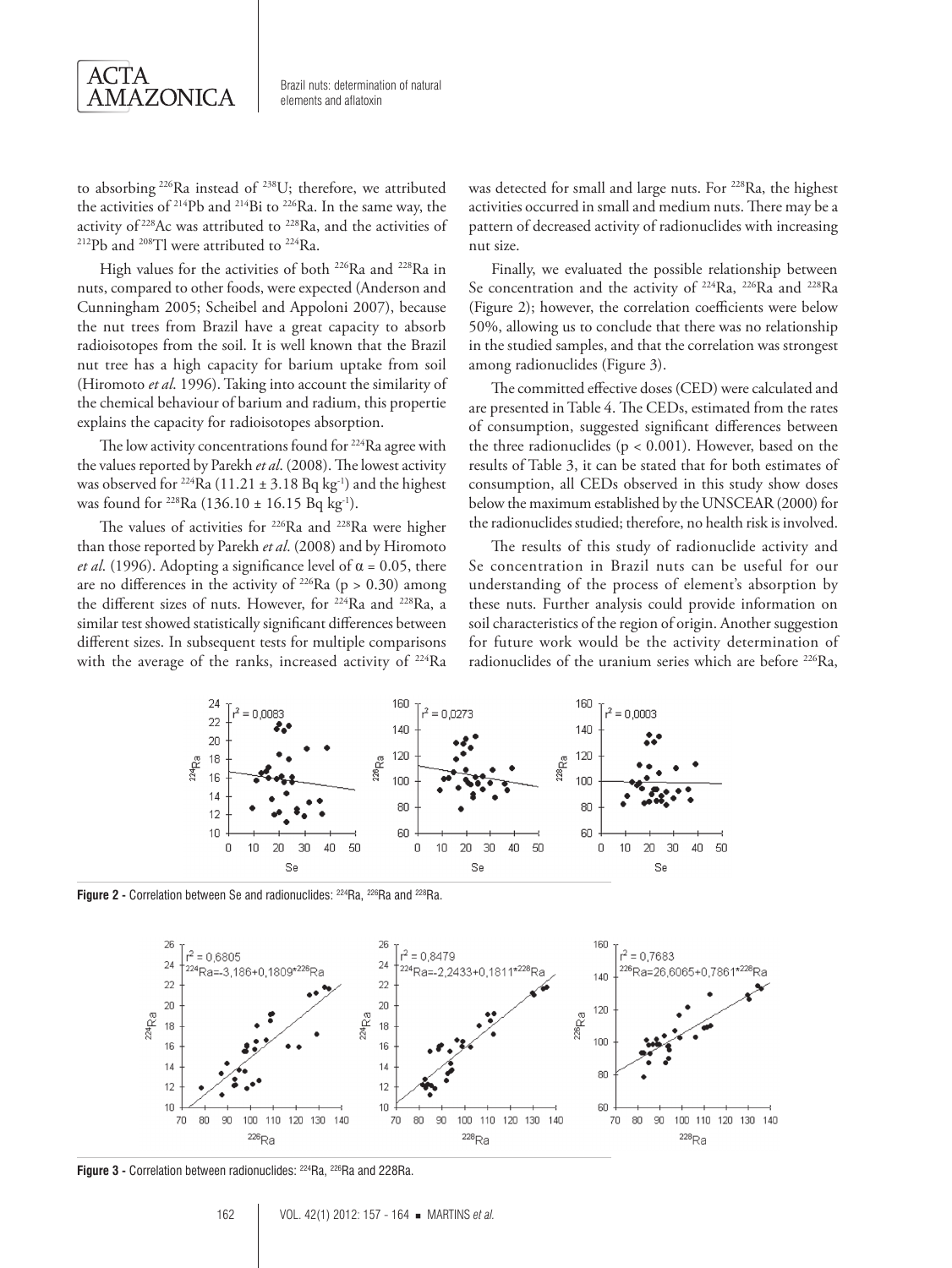to absorbing $^{226}Ra$ instead of $^{238}U$; therefore, we attributed the activities of $^{214}Pb$ and $^{214}Bi$ to $^{226}Ra$. In the same way, the activity of $^{228}Ac$ was attributed to $^{228}Ra$, and the activities of $^{212}Pb$ and $^{208}Tl$ were attributed to $^{224}Ra$.

High values for the activities of both $^{226}Ra$ and $^{228}Ra$ in nuts, compared to other foods, were expected (Anderson and Cunningham 2005; Scheibel and Appoloni 2007), because the nut trees from Brazil have a great capacity to absorb radioisotopes from the soil. It is well known that the Brazil nut tree has a high capacity for barium uptake from soil (Hiromoto *et al*. 1996). Taking into account the similarity of the chemical behaviour of barium and radium, this propertie explains the capacity for radioisotopes absorption.

The low activity concentrations found for $^{224}Ra$ agree with the values reported by Parekh *et al*. (2008). The lowest activity was observed for $^{224}Ra$ ($11.21 \pm 3.18$ Bq kg$^{-1}$) and the highest was found for $^{228}Ra$ ($136.10 \pm 16.15$ Bq kg$^{-1}$).

The values of activities for $^{226}Ra$ and $^{228}Ra$ were higher than those reported by Parekh *et al*. (2008) and by Hiromoto *et al*. (1996). Adopting a significance level of $\alpha = 0.05$, there are no differences in the activity of $^{226}Ra$ ($p > 0.30$) among the different sizes of nuts. However, for $^{224}Ra$ and $^{228}Ra$, a similar test showed statistically significant differences between different sizes. In subsequent tests for multiple comparisons with the average of the ranks, increased activity of $^{224}Ra$ was detected for small and large nuts. For $^{228}Ra$, the highest activities occurred in small and medium nuts. There may be a pattern of decreased activity of radionuclides with increasing nut size.

Finally, we evaluated the possible relationship between Se concentration and the activity of $^{224}Ra$, $^{226}Ra$ and $^{228}Ra$ (Figure 2); however, the correlation coefficients were below 50%, allowing us to conclude that there was no relationship in the studied samples, and that the correlation was strongest among radionuclides (Figure 3).

The committed effective doses (CED) were calculated and are presented in Table 4. The CEDs, estimated from the rates of consumption, suggested significant differences between the three radionuclides ($p < 0.001$). However, based on the results of Table 3, it can be stated that for both estimates of consumption, all CEDs observed in this study show doses below the maximum established by the UNSCEAR (2000) for the radionuclides studied; therefore, no health risk is involved.

The results of this study of radionuclide activity and Se concentration in Brazil nuts can be useful for our understanding of the process of element's absorption by these nuts. Further analysis could provide information on soil characteristics of the region of origin. Another suggestion for future work would be the activity determination of radionuclides of the uranium series which are before $^{226}Ra$,

**Figure 2 -** Correlation between Se and radionuclides: $^{224}Ra$, $^{226}Ra$ and $^{228}Ra$.

**Figure 3 -** Correlation between radionuclides: $^{224}Ra$, $^{226}Ra$ and 228Ra.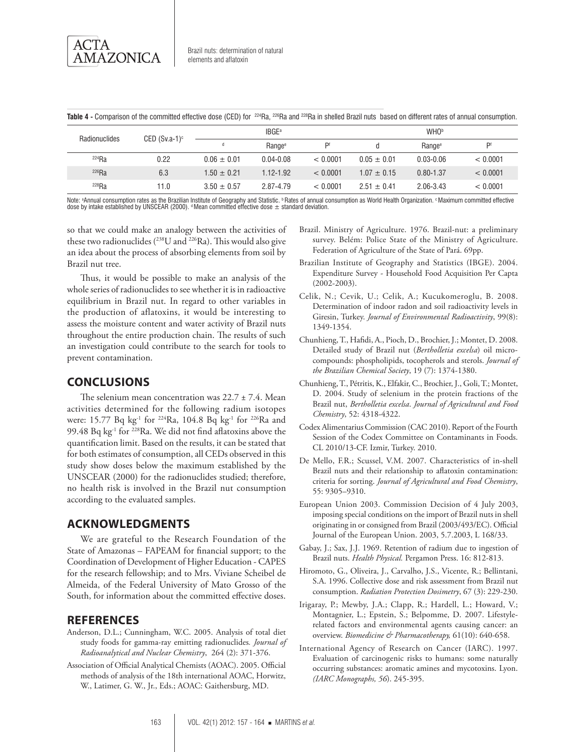**Table 4** - Comparison of the committed effective dose (CED) for $^{224}$Ra, $^{226}$Ra and $^{228}$Ra in shelled Brazil nuts based on different rates of annual consumption.

| Radionuclides | CED (Sv.a-1)[c] | IBGE[a] | | | WHO[b] | | |
|---|---|---|---|---|---|---|---|
| | | d | Range[e] | P[f] | d | Range[e] | P[f] |
| $^{224}$Ra | 0.22 | 0.06 ± 0.01 | 0.04-0.08 | < 0.0001 | 0.05 ± 0.01 | 0.03-0.06 | < 0.0001 |
| $^{226}$Ra | 6.3 | 1.50 ± 0.21 | 1.12-1.92 | < 0.0001 | 1.07 ± 0.15 | 0.80-1.37 | < 0.0001 |
| $^{228}$Ra | 11.0 | 3.50 ± 0.57 | 2.87-4.79 | < 0.0001 | 2.51 ± 0.41 | 2.06-3.43 | < 0.0001 |

Note: [a]Annual consumption rates as the Brazilian Institute of Geography and Statistic. [b]Rates of annual consumption as World Health Organization. [c]Maximum committed effective dose by intake established by UNSCEAR (2000). [d]Mean committed effective dose ± standard deviation.

so that we could make an analogy between the activities of these two radionuclides ($^{238}$U and $^{226}$Ra). This would also give an idea about the process of absorbing elements from soil by Brazil nut tree.

Thus, it would be possible to make an analysis of the whole series of radionuclides to see whether it is in radioactive equilibrium in Brazil nut. In regard to other variables in the production of aflatoxins, it would be interesting to assess the moisture content and water activity of Brazil nuts throughout the entire production chain. The results of such an investigation could contribute to the search for tools to prevent contamination.

## CONCLUSIONS

The selenium mean concentration was 22.7 ± 7.4. Mean activities determined for the following radium isotopes were: 15.77 Bq kg$^{-1}$ for $^{224}$Ra, 104.8 Bq kg$^{-1}$ for $^{226}$Ra and 99.48 Bq kg$^{-1}$ for $^{228}$Ra. We did not find aflatoxins above the quantification limit. Based on the results, it can be stated that for both estimates of consumption, all CEDs observed in this study show doses below the maximum established by the UNSCEAR (2000) for the radionuclides studied; therefore, no health risk is involved in the Brazil nut consumption according to the evaluated samples.

## ACKNOWLEDGMENTS

We are grateful to the Research Foundation of the State of Amazonas – FAPEAM for financial support; to the Coordination of Development of Higher Education - CAPES for the research fellowship; and to Mrs. Viviane Scheibel de Almeida, of the Federal University of Mato Grosso of the South, for information about the committed effective doses.

## REFERENCES

Anderson, D.L.; Cunningham, W.C. 2005. Analysis of total diet study foods for gamma-ray emitting radionuclides. *Journal of Radioanalytical and Nuclear Chemistry*, 264 (2): 371-376.

Association of Official Analytical Chemists (AOAC). 2005. Official methods of analysis of the 18th international AOAC, Horwitz, W., Latimer, G. W., Jr., Eds.; AOAC: Gaithersburg, MD.

Brazil. Ministry of Agriculture. 1976. Brazil-nut: a preliminary survey. Belém: Police State of the Ministry of Agriculture. Federation of Agriculture of the State of Pará. 69pp.

Brazilian Institute of Geography and Statistics (IBGE). 2004. Expenditure Survey - Household Food Acquisition Per Capta (2002-2003).

Celik, N.; Cevik, U.; Celik, A.; Kucukomeroglu, B. 2008. Determination of indoor radon and soil radioactivity levels in Giresin, Turkey. *Journal of Environmental Radioactivity*, 99(8): 1349-1354.

Chunhieng, T., Hafidi, A., Pioch, D., Brochier, J.; Montet, D. 2008. Detailed study of Brazil nut (*Bertholletia excelsa*) oil micro-compounds: phospholipids, tocopherols and sterols. *Journal of the Brazilian Chemical Society*, 19 (7): 1374-1380.

Chunhieng, T., Pétritis, K., Elfakir, C., Brochier, J., Goli, T.; Montet, D. 2004. Study of selenium in the protein fractions of the Brazil nut, *Bertholletia excelsa*. *Journal of Agricultural and Food Chemistry*, 52: 4318-4322.

Codex Alimentarius Commission (CAC 2010). Report of the Fourth Session of the Codex Committee on Contaminants in Foods. CL 2010/13-CF. Izmir, Turkey. 2010.

De Mello, F.R.; Scussel, V.M. 2007. Characteristics of in-shell Brazil nuts and their relationship to aflatoxin contamination: criteria for sorting. *Journal of Agricultural and Food Chemistry*, 55: 9305–9310.

European Union 2003. Commission Decision of 4 July 2003, imposing special conditions on the import of Brazil nuts in shell originating in or consigned from Brazil (2003/493/EC). Official Journal of the European Union. 2003, 5.7.2003, L 168/33.

Gabay, J.; Sax, J.J. 1969. Retention of radium due to ingestion of Brazil nuts. *Health Physical.* Pergamon Press. 16: 812-813.

Hiromoto, G., Oliveira, J., Carvalho, J.S., Vicente, R.; Bellintani, S.A. 1996. Collective dose and risk assessment from Brazil nut consumption. *Radiation Protection Dosimetry*, 67 (3): 229-230.

Irigaray, P.; Mewby, J.A.; Clapp, R.; Hardell, L.; Howard, V.; Montagnier, L.; Epstein, S.; Belpomme, D. 2007. Lifestyle-related factors and environmental agents causing cancer: an overview. *Biomedicine & Pharmacotherapy,* 61(10): 640-658.

International Agency of Research on Cancer (IARC). 1997. Evaluation of carcinogenic risks to humans: some naturally occurring substances: aromatic amines and mycotoxins. Lyon. *(IARC Monographs, 56*). 245-395.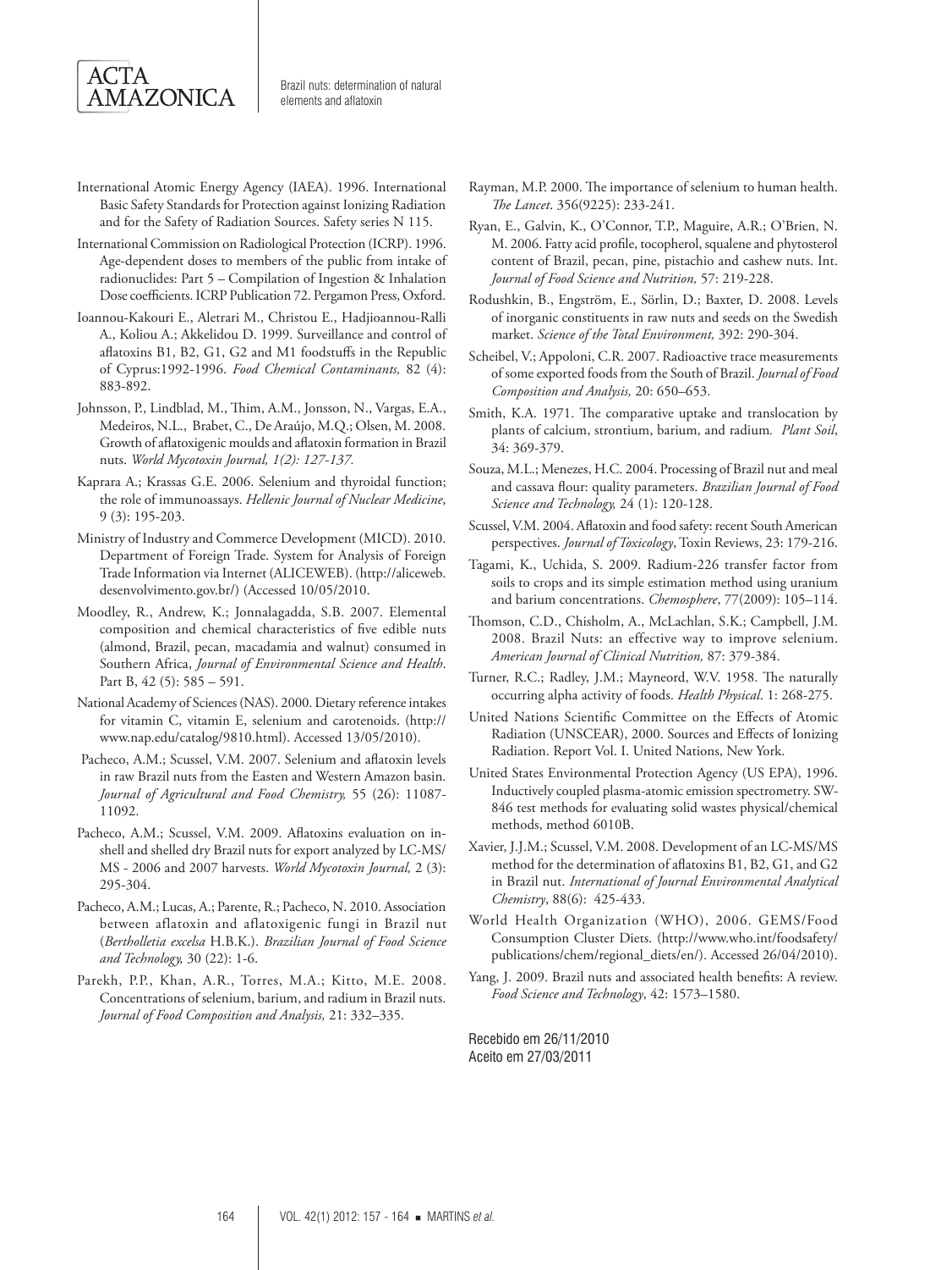International Atomic Energy Agency (IAEA). 1996. International Basic Safety Standards for Protection against Ionizing Radiation and for the Safety of Radiation Sources. Safety series N 115.

International Commission on Radiological Protection (ICRP). 1996. Age-dependent doses to members of the public from intake of radionuclides: Part 5 – Compilation of Ingestion & Inhalation Dose coefficients. ICRP Publication 72. Pergamon Press, Oxford.

Ioannou-Kakouri E., Aletrari M., Christou E., Hadjioannou-Ralli A., Koliou A.; Akkelidou D. 1999. Surveillance and control of aflatoxins B1, B2, G1, G2 and M1 foodstuffs in the Republic of Cyprus:1992-1996. *Food Chemical Contaminants,* 82 (4): 883-892.

Johnsson, P., Lindblad, M., Thim, A.M., Jonsson, N., Vargas, E.A., Medeiros, N.L., Brabet, C., De Araújo, M.Q.; Olsen, M. 2008. Growth of aflatoxigenic moulds and aflatoxin formation in Brazil nuts. *World Mycotoxin Journal, 1(2): 127-137.*

Kaprara A.; Krassas G.E. 2006. Selenium and thyroidal function; the role of immunoassays. *Hellenic Journal of Nuclear Medicine*, 9 (3): 195-203.

Ministry of Industry and Commerce Development (MICD). 2010. Department of Foreign Trade. System for Analysis of Foreign Trade Information via Internet (ALICEWEB). (http://aliceweb.desenvolvimento.gov.br/) (Accessed 10/05/2010.

Moodley, R., Andrew, K.; Jonnalagadda, S.B. 2007. Elemental composition and chemical characteristics of five edible nuts (almond, Brazil, pecan, macadamia and walnut) consumed in Southern Africa, *Journal of Environmental Science and Health*. Part B, 42 (5): 585 – 591.

National Academy of Sciences (NAS). 2000. Dietary reference intakes for vitamin C, vitamin E, selenium and carotenoids. (http://www.nap.edu/catalog/9810.html). Accessed 13/05/2010).

Pacheco, A.M.; Scussel, V.M. 2007. Selenium and aflatoxin levels in raw Brazil nuts from the Easten and Western Amazon basin. *Journal of Agricultural and Food Chemistry,* 55 (26): 11087-11092.

Pacheco, A.M.; Scussel, V.M. 2009. Aflatoxins evaluation on in-shell and shelled dry Brazil nuts for export analyzed by LC-MS/MS - 2006 and 2007 harvests. *World Mycotoxin Journal,* 2 (3): 295-304.

Pacheco, A.M.; Lucas, A.; Parente, R.; Pacheco, N. 2010. Association between aflatoxin and aflatoxigenic fungi in Brazil nut (*Bertholletia excelsa* H.B.K.). *Brazilian Journal of Food Science and Technology,* 30 (22): 1-6.

Parekh, P.P., Khan, A.R., Torres, M.A.; Kitto, M.E. 2008. Concentrations of selenium, barium, and radium in Brazil nuts. *Journal of Food Composition and Analysis,* 21: 332–335.

Rayman, M.P. 2000. The importance of selenium to human health. *The Lancet*. 356(9225): 233-241.

Ryan, E., Galvin, K., O'Connor, T.P., Maguire, A.R.; O'Brien, N. M. 2006. Fatty acid profile, tocopherol, squalene and phytosterol content of Brazil, pecan, pine, pistachio and cashew nuts. Int. *Journal of Food Science and Nutrition,* 57: 219-228.

Rodushkin, B., Engström, E., Sörlin, D.; Baxter, D. 2008. Levels of inorganic constituents in raw nuts and seeds on the Swedish market. *Science of the Total Environment,* 392: 290-304.

Scheibel, V.; Appoloni, C.R. 2007. Radioactive trace measurements of some exported foods from the South of Brazil. *Journal of Food Composition and Analysis,* 20: 650–653.

Smith, K.A. 1971. The comparative uptake and translocation by plants of calcium, strontium, barium, and radium. *Plant Soil*, 34: 369-379.

Souza, M.L.; Menezes, H.C. 2004. Processing of Brazil nut and meal and cassava flour: quality parameters. *Brazilian Journal of Food Science and Technology,* 24 (1): 120-128.

Scussel, V.M. 2004. Aflatoxin and food safety: recent South American perspectives. *Journal of Toxicology*, Toxin Reviews, 23: 179-216.

Tagami, K., Uchida, S. 2009. Radium-226 transfer factor from soils to crops and its simple estimation method using uranium and barium concentrations. *Chemosphere*, 77(2009): 105–114.

Thomson, C.D., Chisholm, A., McLachlan, S.K.; Campbell, J.M. 2008. Brazil Nuts: an effective way to improve selenium. *American Journal of Clinical Nutrition,* 87: 379-384.

Turner, R.C.; Radley, J.M.; Mayneord, W.V. 1958. The naturally occurring alpha activity of foods. *Health Physical.* 1: 268-275.

United Nations Scientific Committee on the Effects of Atomic Radiation (UNSCEAR), 2000. Sources and Effects of Ionizing Radiation. Report Vol. I. United Nations, New York.

United States Environmental Protection Agency (US EPA), 1996. Inductively coupled plasma-atomic emission spectrometry. SW-846 test methods for evaluating solid wastes physical/chemical methods, method 6010B.

Xavier, J.J.M.; Scussel, V.M. 2008. Development of an LC-MS/MS method for the determination of aflatoxins B1, B2, G1, and G2 in Brazil nut. *International of Journal Environmental Analytical Chemistry*, 88(6): 425-433.

World Health Organization (WHO), 2006. GEMS/Food Consumption Cluster Diets. (http://www.who.int/foodsafety/publications/chem/regional_diets/en/). Accessed 26/04/2010).

Yang, J. 2009. Brazil nuts and associated health benefits: A review. *Food Science and Technology*, 42: 1573–1580.

Recebido em 26/11/2010
Aceito em 27/03/2011